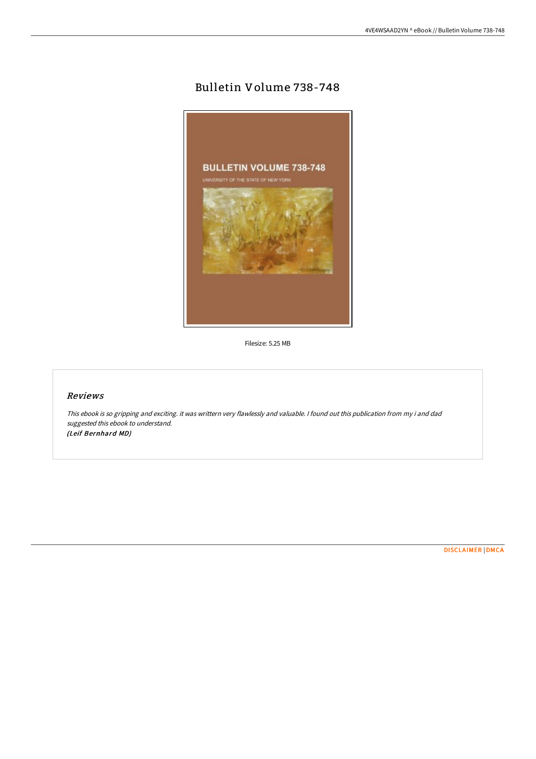# Bulletin Volume 738-748

Filesize: 5.25 MB

## *Reviews*

*This ebook is so gripping and exciting. it was writtern very flawlessly and valuable. I found out this publication from my i and dad suggested this ebook to understand.*
*(Leif Bernhard MD)*

DISCLAIMER | DMCA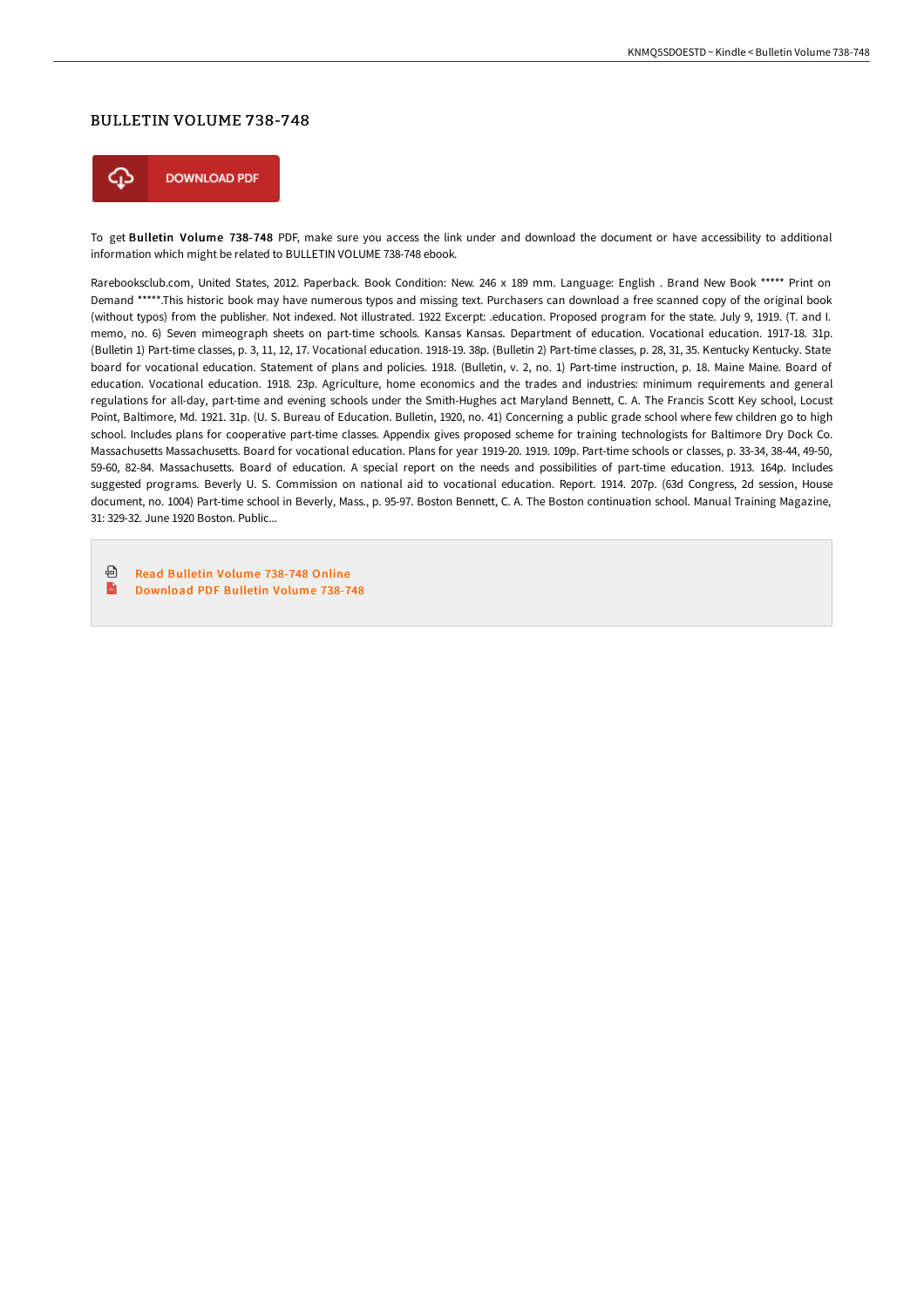# BULLETIN VOLUME 738-748

DOWNLOAD PDF

To get **Bulletin Volume 738-748** PDF, make sure you access the link under and download the document or have accessibility to additional information which might be related to BULLETIN VOLUME 738-748 ebook.

Rarebooksclub.com, United States, 2012. Paperback. Book Condition: New. 246 x 189 mm. Language: English . Brand New Book ***** Print on Demand *****.This historic book may have numerous typos and missing text. Purchasers can download a free scanned copy of the original book (without typos) from the publisher. Not indexed. Not illustrated. 1922 Excerpt: .education. Proposed program for the state. July 9, 1919. (T. and I. memo, no. 6) Seven mimeograph sheets on part-time schools. Kansas Kansas. Department of education. Vocational education. 1917-18. 31p. (Bulletin 1) Part-time classes, p. 3, 11, 12, 17. Vocational education. 1918-19. 38p. (Bulletin 2) Part-time classes, p. 28, 31, 35. Kentucky Kentucky. State board for vocational education. Statement of plans and policies. 1918. (Bulletin, v. 2, no. 1) Part-time instruction, p. 18. Maine Maine. Board of education. Vocational education. 1918. 23p. Agriculture, home economics and the trades and industries: minimum requirements and general regulations for all-day, part-time and evening schools under the Smith-Hughes act Maryland Bennett, C. A. The Francis Scott Key school, Locust Point, Baltimore, Md. 1921. 31p. (U. S. Bureau of Education. Bulletin, 1920, no. 41) Concerning a public grade school where few children go to high school. Includes plans for cooperative part-time classes. Appendix gives proposed scheme for training technologists for Baltimore Dry Dock Co. Massachusetts Massachusetts. Board for vocational education. Plans for year 1919-20. 1919. 109p. Part-time schools or classes, p. 33-34, 38-44, 49-50, 59-60, 82-84. Massachusetts. Board of education. A special report on the needs and possibilities of part-time education. 1913. 164p. Includes suggested programs. Beverly U. S. Commission on national aid to vocational education. Report. 1914. 207p. (63d Congress, 2d session, House document, no. 1004) Part-time school in Beverly, Mass., p. 95-97. Boston Bennett, C. A. The Boston continuation school. Manual Training Magazine, 31: 329-32. June 1920 Boston. Public...

- Read Bulletin Volume 738-748 Online
- Download PDF Bulletin Volume 738-748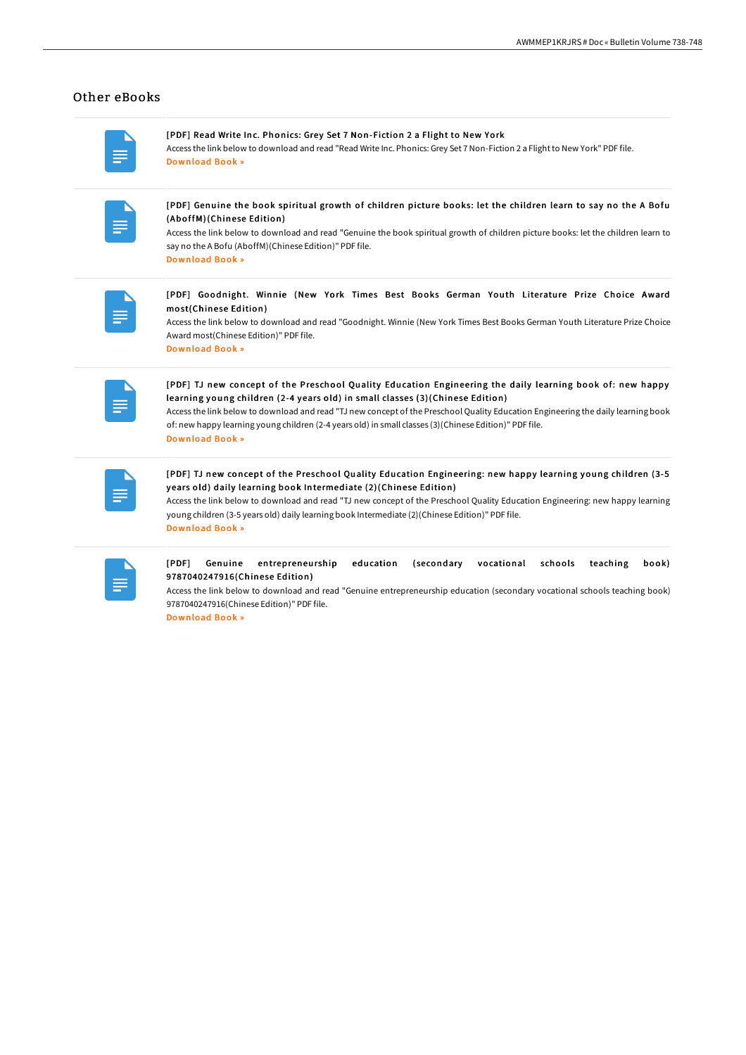## Other eBooks

**[PDF] Read Write Inc. Phonics: Grey Set 7 Non-Fiction 2 a Flight to New York**

Access the link below to download and read "Read Write Inc. Phonics: Grey Set 7 Non-Fiction 2 a Flight to New York" PDF file.

Download Book »

**[PDF] Genuine the book spiritual growth of children picture books: let the children learn to say no the A Bofu (AboffM)(Chinese Edition)**

Access the link below to download and read "Genuine the book spiritual growth of children picture books: let the children learn to say no the A Bofu (AboffM)(Chinese Edition)" PDF file.

Download Book »

**[PDF] Goodnight. Winnie (New York Times Best Books German Youth Literature Prize Choice Award most(Chinese Edition)**

Access the link below to download and read "Goodnight. Winnie (New York Times Best Books German Youth Literature Prize Choice Award most(Chinese Edition)" PDF file.

Download Book »

**[PDF] TJ new concept of the Preschool Quality Education Engineering the daily learning book of: new happy learning young children (2-4 years old) in small classes (3)(Chinese Edition)**

Access the link below to download and read "TJ new concept of the Preschool Quality Education Engineering the daily learning book of: new happy learning young children (2-4 years old) in small classes (3)(Chinese Edition)" PDF file.

Download Book »

**[PDF] TJ new concept of the Preschool Quality Education Engineering: new happy learning young children (3-5 years old) daily learning book Intermediate (2)(Chinese Edition)**

Access the link below to download and read "TJ new concept of the Preschool Quality Education Engineering: new happy learning young children (3-5 years old) daily learning book Intermediate (2)(Chinese Edition)" PDF file.

Download Book »

**[PDF] Genuine entrepreneurship education (secondary vocational schools teaching book) 9787040247916(Chinese Edition)**

Access the link below to download and read "Genuine entrepreneurship education (secondary vocational schools teaching book) 9787040247916(Chinese Edition)" PDF file.

Download Book »